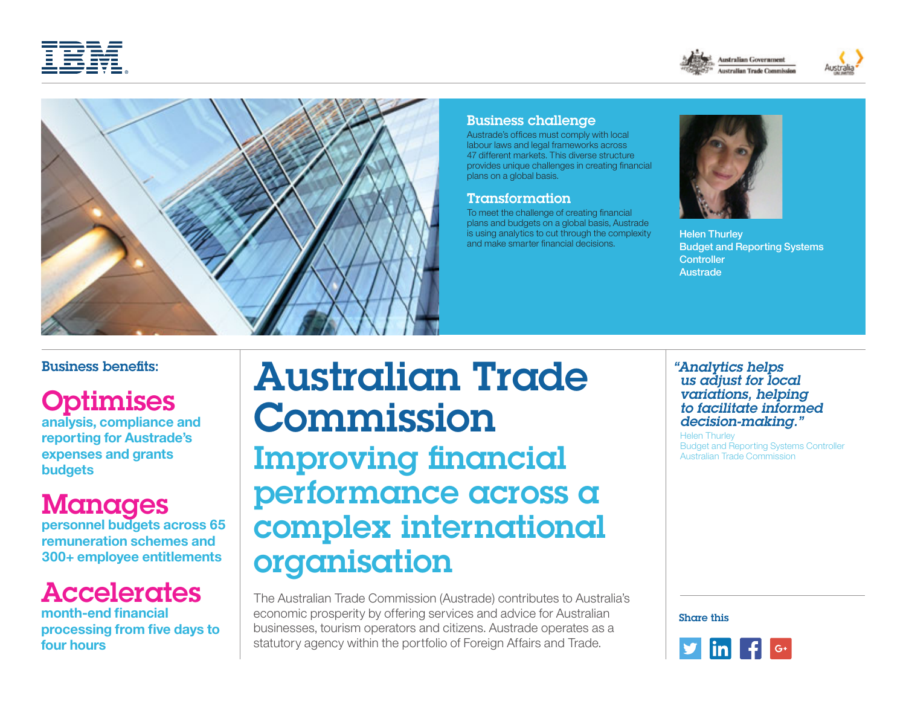# Australian Trade Commission

## Improving financial performance across a complex international organisation

### Business challenge

Austrade's offices must comply with local labour laws and legal frameworks across 47 different markets. This diverse structure provides unique challenges in creating financial plans on a global basis.

### Transformation

To meet the challenge of creating financial plans and budgets on a global basis, Austrade is using analytics to cut through the complexity and make smarter financial decisions.

Helen Thurley
Budget and Reporting Systems Controller
Austrade

### Business benefits:

**Optimises**
analysis, compliance and reporting for Austrade's expenses and grants budgets

**Manages**
personnel budgets across 65 remuneration schemes and 300+ employee entitlements

**Accelerates**
month-end financial processing from five days to four hours

The Australian Trade Commission (Austrade) contributes to Australia's economic prosperity by offering services and advice for Australian businesses, tourism operators and citizens. Austrade operates as a statutory agency within the portfolio of Foreign Affairs and Trade.

*"Analytics helps us adjust for local variations, helping to facilitate informed decision-making."*

Helen Thurley
Budget and Reporting Systems Controller
Australian Trade Commission

Share this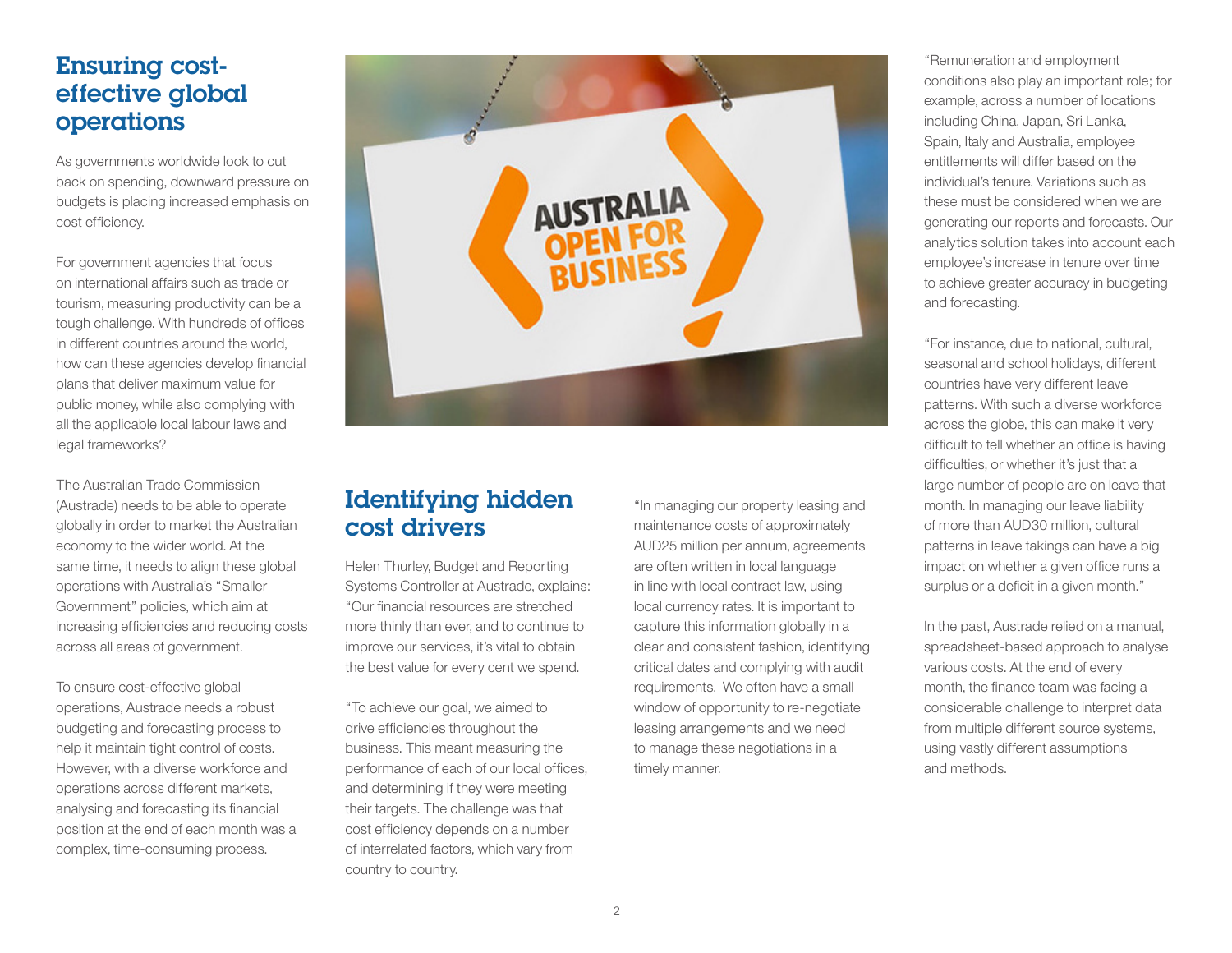## Ensuring cost-effective global operations

As governments worldwide look to cut back on spending, downward pressure on budgets is placing increased emphasis on cost efficiency.

For government agencies that focus on international affairs such as trade or tourism, measuring productivity can be a tough challenge. With hundreds of offices in different countries around the world, how can these agencies develop financial plans that deliver maximum value for public money, while also complying with all the applicable local labour laws and legal frameworks?

The Australian Trade Commission (Austrade) needs to be able to operate globally in order to market the Australian economy to the wider world. At the same time, it needs to align these global operations with Australia's "Smaller Government" policies, which aim at increasing efficiencies and reducing costs across all areas of government.

To ensure cost-effective global operations, Austrade needs a robust budgeting and forecasting process to help it maintain tight control of costs. However, with a diverse workforce and operations across different markets, analysing and forecasting its financial position at the end of each month was a complex, time-consuming process.

## Identifying hidden cost drivers

Helen Thurley, Budget and Reporting Systems Controller at Austrade, explains: "Our financial resources are stretched more thinly than ever, and to continue to improve our services, it's vital to obtain the best value for every cent we spend.

"To achieve our goal, we aimed to drive efficiencies throughout the business. This meant measuring the performance of each of our local offices, and determining if they were meeting their targets. The challenge was that cost efficiency depends on a number of interrelated factors, which vary from country to country.

"In managing our property leasing and maintenance costs of approximately AUD25 million per annum, agreements are often written in local language in line with local contract law, using local currency rates. It is important to capture this information globally in a clear and consistent fashion, identifying critical dates and complying with audit requirements. We often have a small window of opportunity to re-negotiate leasing arrangements and we need to manage these negotiations in a timely manner.

"Remuneration and employment conditions also play an important role; for example, across a number of locations including China, Japan, Sri Lanka, Spain, Italy and Australia, employee entitlements will differ based on the individual's tenure. Variations such as these must be considered when we are generating our reports and forecasts. Our analytics solution takes into account each employee's increase in tenure over time to achieve greater accuracy in budgeting and forecasting.

"For instance, due to national, cultural, seasonal and school holidays, different countries have very different leave patterns. With such a diverse workforce across the globe, this can make it very difficult to tell whether an office is having difficulties, or whether it's just that a large number of people are on leave that month. In managing our leave liability of more than AUD30 million, cultural patterns in leave takings can have a big impact on whether a given office runs a surplus or a deficit in a given month."

In the past, Austrade relied on a manual, spreadsheet-based approach to analyse various costs. At the end of every month, the finance team was facing a considerable challenge to interpret data from multiple different source systems, using vastly different assumptions and methods.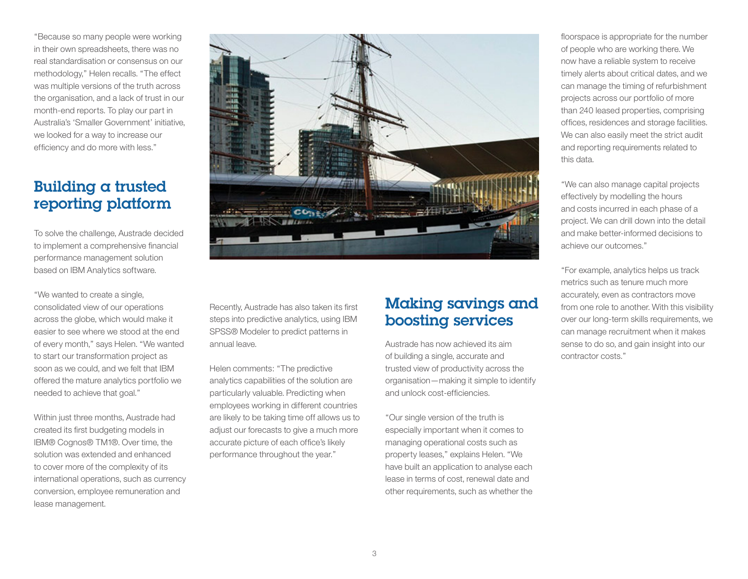"Because so many people were working in their own spreadsheets, there was no real standardisation or consensus on our methodology," Helen recalls. "The effect was multiple versions of the truth across the organisation, and a lack of trust in our month-end reports. To play our part in Australia's 'Smaller Government' initiative, we looked for a way to increase our efficiency and do more with less."

## Building a trusted reporting platform

To solve the challenge, Austrade decided to implement a comprehensive financial performance management solution based on IBM Analytics software.

"We wanted to create a single, consolidated view of our operations across the globe, which would make it easier to see where we stood at the end of every month," says Helen. "We wanted to start our transformation project as soon as we could, and we felt that IBM offered the mature analytics portfolio we needed to achieve that goal."

Within just three months, Austrade had created its first budgeting models in IBM® Cognos® TM1®. Over time, the solution was extended and enhanced to cover more of the complexity of its international operations, such as currency conversion, employee remuneration and lease management.

Recently, Austrade has also taken its first steps into predictive analytics, using IBM SPSS® Modeler to predict patterns in annual leave.

Helen comments: "The predictive analytics capabilities of the solution are particularly valuable. Predicting when employees working in different countries are likely to be taking time off allows us to adjust our forecasts to give a much more accurate picture of each office's likely performance throughout the year."

## Making savings and boosting services

Austrade has now achieved its aim of building a single, accurate and trusted view of productivity across the organisation—making it simple to identify and unlock cost-efficiencies.

"Our single version of the truth is especially important when it comes to managing operational costs such as property leases," explains Helen. "We have built an application to analyse each lease in terms of cost, renewal date and other requirements, such as whether the floorspace is appropriate for the number of people who are working there. We now have a reliable system to receive timely alerts about critical dates, and we can manage the timing of refurbishment projects across our portfolio of more than 240 leased properties, comprising offices, residences and storage facilities. We can also easily meet the strict audit and reporting requirements related to this data.

"We can also manage capital projects effectively by modelling the hours and costs incurred in each phase of a project. We can drill down into the detail and make better-informed decisions to achieve our outcomes."

"For example, analytics helps us track metrics such as tenure much more accurately, even as contractors move from one role to another. With this visibility over our long-term skills requirements, we can manage recruitment when it makes sense to do so, and gain insight into our contractor costs."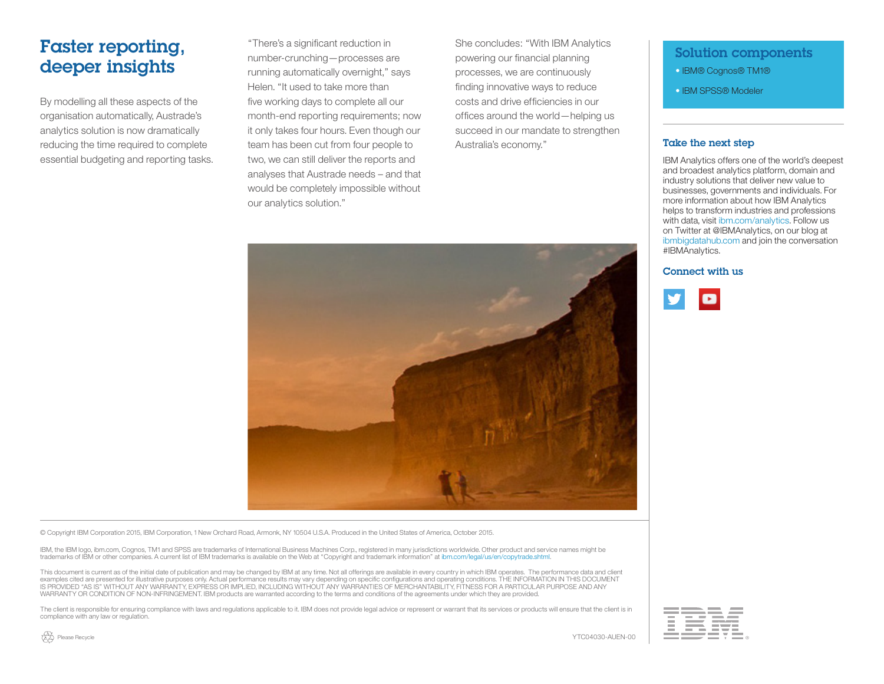## Faster reporting, deeper insights

By modelling all these aspects of the organisation automatically, Austrade's analytics solution is now dramatically reducing the time required to complete essential budgeting and reporting tasks.

"There's a significant reduction in number-crunching—processes are running automatically overnight," says Helen. "It used to take more than five working days to complete all our month-end reporting requirements; now it only takes four hours. Even though our team has been cut from four people to two, we can still deliver the reports and analyses that Austrade needs – and that would be completely impossible without our analytics solution."

She concludes: "With IBM Analytics powering our financial planning processes, we are continuously finding innovative ways to reduce costs and drive efficiencies in our offices around the world—helping us succeed in our mandate to strengthen Australia's economy."

## Solution components

- IBM® Cognos® TM1®
- IBM SPSS® Modeler

### Take the next step

IBM Analytics offers one of the world's deepest and broadest analytics platform, domain and industry solutions that deliver new value to businesses, governments and individuals. For more information about how IBM Analytics helps to transform industries and professions with data, visit ibm.com/analytics. Follow us on Twitter at @IBMAnalytics, on our blog at ibmbigdatahub.com and join the conversation #IBMAnalytics.

### Connect with us

© Copyright IBM Corporation 2015, IBM Corporation, 1 New Orchard Road, Armonk, NY 10504 U.S.A. Produced in the United States of America, October 2015.

IBM, the IBM logo, ibm.com, Cognos, TM1 and SPSS are trademarks of International Business Machines Corp., registered in many jurisdictions worldwide. Other product and service names might be trademarks of IBM or other companies. A current list of IBM trademarks is available on the Web at "Copyright and trademark information" at ibm.com/legal/us/en/copytrade.shtml.

This document is current as of the initial date of publication and may be changed by IBM at any time. Not all offerings are available in every country in which IBM operates. The performance data and client examples cited are presented for illustrative purposes only. Actual performance results may vary depending on specific configurations and operating conditions. THE INFORMATION IN THIS DOCUMENT IS PROVIDED "AS IS" WITHOUT ANY WARRANTY, EXPRESS OR IMPLIED, INCLUDING WITHOUT ANY WARRANTIES OF MERCHANTABILITY, FITNESS FOR A PARTICULAR PURPOSE AND ANY WARRANTY OR CONDITION OF NON-INFRINGEMENT. IBM products are warranted according to the terms and conditions of the agreements under which they are provided.

The client is responsible for ensuring compliance with laws and regulations applicable to it. IBM does not provide legal advice or represent or warrant that its services or products will ensure that the client is in compliance with any law or regulation.

Please Recycle

YTC04030-AUEN-00